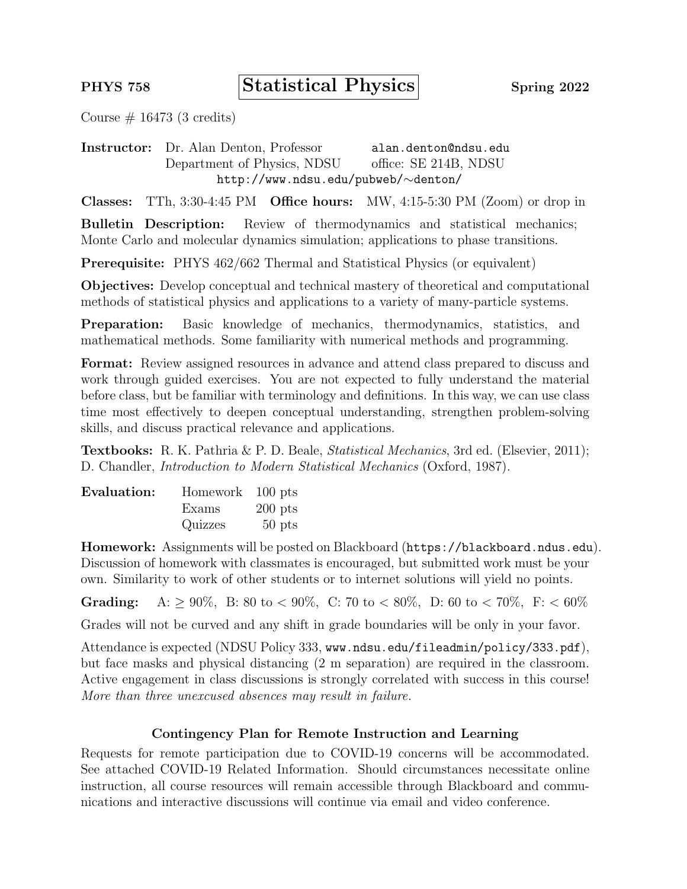**PHYS 758** **Statistical Physics** **Spring 2022**

Course # 16473 (3 credits)

**Instructor:** Dr. Alan Denton, Professor — alan.denton@ndsu.edu
Department of Physics, NDSU — office: SE 214B, NDSU
http://www.ndsu.edu/pubweb/∼denton/

**Classes:** TTh, 3:30-4:45 PM **Office hours:** MW, 4:15-5:30 PM (Zoom) or drop in

**Bulletin Description:** Review of thermodynamics and statistical mechanics; Monte Carlo and molecular dynamics simulation; applications to phase transitions.

**Prerequisite:** PHYS 462/662 Thermal and Statistical Physics (or equivalent)

**Objectives:** Develop conceptual and technical mastery of theoretical and computational methods of statistical physics and applications to a variety of many-particle systems.

**Preparation:** Basic knowledge of mechanics, thermodynamics, statistics, and mathematical methods. Some familiarity with numerical methods and programming.

**Format:** Review assigned resources in advance and attend class prepared to discuss and work through guided exercises. You are not expected to fully understand the material before class, but be familiar with terminology and definitions. In this way, we can use class time most effectively to deepen conceptual understanding, strengthen problem-solving skills, and discuss practical relevance and applications.

**Textbooks:** R. K. Pathria & P. D. Beale, *Statistical Mechanics*, 3rd ed. (Elsevier, 2011); D. Chandler, *Introduction to Modern Statistical Mechanics* (Oxford, 1987).

**Evaluation:**

| | |
|---|---|
| Homework | 100 pts |
| Exams | 200 pts |
| Quizzes | 50 pts |

**Homework:** Assignments will be posted on Blackboard (https://blackboard.ndus.edu). Discussion of homework with classmates is encouraged, but submitted work must be your own. Similarity to work of other students or to internet solutions will yield no points.

**Grading:** A: $\geq 90\%$, B: 80 to $< 90\%$, C: 70 to $< 80\%$, D: 60 to $< 70\%$, F: $< 60\%$

Grades will not be curved and any shift in grade boundaries will be only in your favor.

Attendance is expected (NDSU Policy 333, www.ndsu.edu/fileadmin/policy/333.pdf), but face masks and physical distancing (2 m separation) are required in the classroom. Active engagement in class discussions is strongly correlated with success in this course! *More than three unexcused absences may result in failure.*

### Contingency Plan for Remote Instruction and Learning

Requests for remote participation due to COVID-19 concerns will be accommodated. See attached COVID-19 Related Information. Should circumstances necessitate online instruction, all course resources will remain accessible through Blackboard and communications and interactive discussions will continue via email and video conference.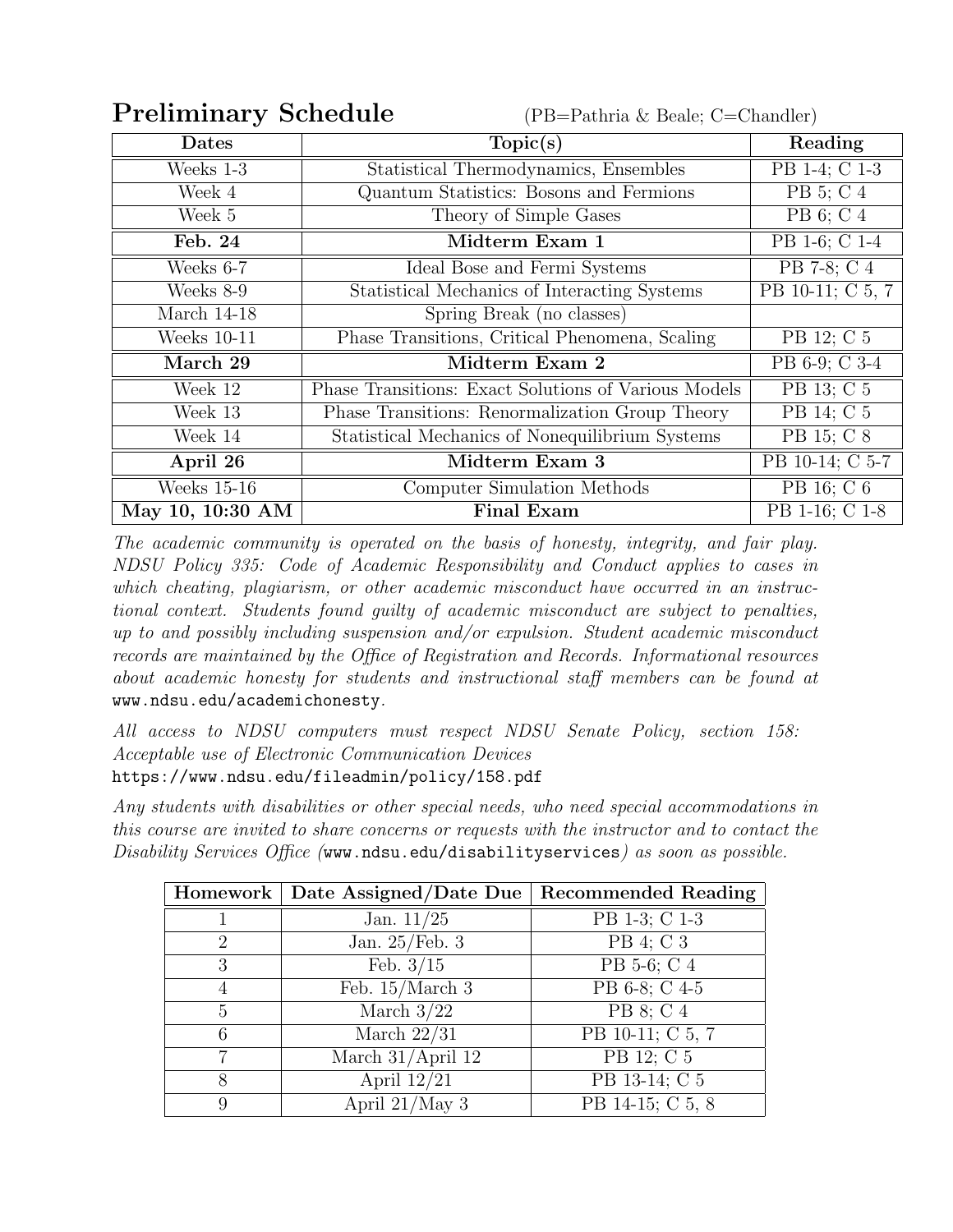## Preliminary Schedule

(PB=Pathria & Beale; C=Chandler)

| Dates | Topic(s) | Reading |
|---|---|---|
| Weeks 1-3 | Statistical Thermodynamics, Ensembles | PB 1-4; C 1-3 |
| Week 4 | Quantum Statistics: Bosons and Fermions | PB 5; C 4 |
| Week 5 | Theory of Simple Gases | PB 6; C 4 |
| **Feb. 24** | **Midterm Exam 1** | PB 1-6; C 1-4 |
| Weeks 6-7 | Ideal Bose and Fermi Systems | PB 7-8; C 4 |
| Weeks 8-9 | Statistical Mechanics of Interacting Systems | PB 10-11; C 5, 7 |
| March 14-18 | Spring Break (no classes) | |
| Weeks 10-11 | Phase Transitions, Critical Phenomena, Scaling | PB 12; C 5 |
| **March 29** | **Midterm Exam 2** | PB 6-9; C 3-4 |
| Week 12 | Phase Transitions: Exact Solutions of Various Models | PB 13; C 5 |
| Week 13 | Phase Transitions: Renormalization Group Theory | PB 14; C 5 |
| Week 14 | Statistical Mechanics of Nonequilibrium Systems | PB 15; C 8 |
| **April 26** | **Midterm Exam 3** | PB 10-14; C 5-7 |
| Weeks 15-16 | Computer Simulation Methods | PB 16; C 6 |
| **May 10, 10:30 AM** | **Final Exam** | PB 1-16; C 1-8 |

*The academic community is operated on the basis of honesty, integrity, and fair play. NDSU Policy 335: Code of Academic Responsibility and Conduct applies to cases in which cheating, plagiarism, or other academic misconduct have occurred in an instructional context. Students found guilty of academic misconduct are subject to penalties, up to and possibly including suspension and/or expulsion. Student academic misconduct records are maintained by the Office of Registration and Records. Informational resources about academic honesty for students and instructional staff members can be found at* `www.ndsu.edu/academichonesty`.

*All access to NDSU computers must respect NDSU Senate Policy, section 158: Acceptable use of Electronic Communication Devices*
`https://www.ndsu.edu/fileadmin/policy/158.pdf`

*Any students with disabilities or other special needs, who need special accommodations in this course are invited to share concerns or requests with the instructor and to contact the Disability Services Office (*`www.ndsu.edu/disabilityservices`*) as soon as possible.*

| Homework | Date Assigned/Date Due | Recommended Reading |
|---|---|---|
| 1 | Jan. 11/25 | PB 1-3; C 1-3 |
| 2 | Jan. 25/Feb. 3 | PB 4; C 3 |
| 3 | Feb. 3/15 | PB 5-6; C 4 |
| 4 | Feb. 15/March 3 | PB 6-8; C 4-5 |
| 5 | March 3/22 | PB 8; C 4 |
| 6 | March 22/31 | PB 10-11; C 5, 7 |
| 7 | March 31/April 12 | PB 12; C 5 |
| 8 | April 12/21 | PB 13-14; C 5 |
| 9 | April 21/May 3 | PB 14-15; C 5, 8 |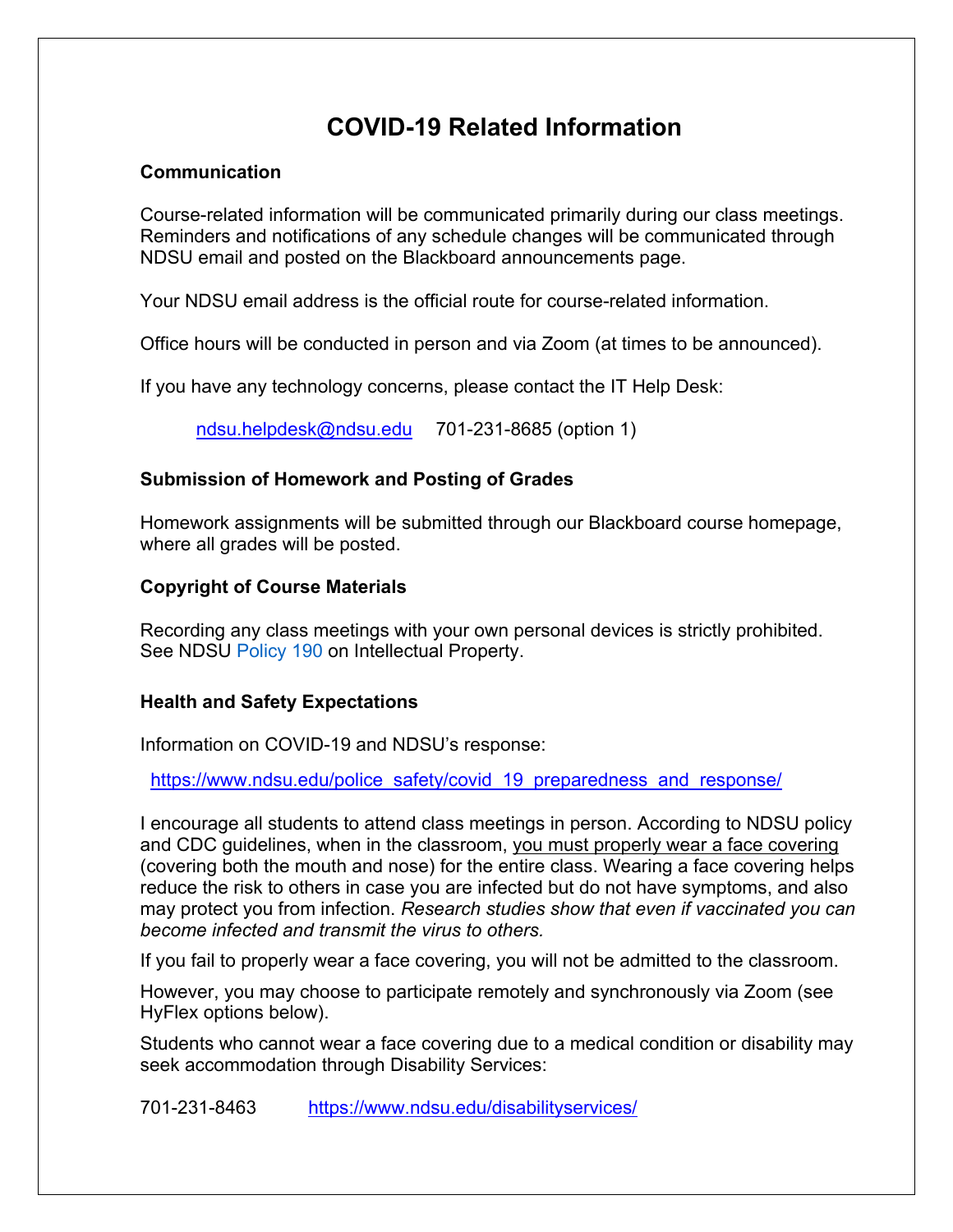# COVID-19 Related Information

### Communication

Course-related information will be communicated primarily during our class meetings. Reminders and notifications of any schedule changes will be communicated through NDSU email and posted on the Blackboard announcements page.

Your NDSU email address is the official route for course-related information.

Office hours will be conducted in person and via Zoom (at times to be announced).

If you have any technology concerns, please contact the IT Help Desk:

ndsu.helpdesk@ndsu.edu    701-231-8685 (option 1)

### Submission of Homework and Posting of Grades

Homework assignments will be submitted through our Blackboard course homepage, where all grades will be posted.

### Copyright of Course Materials

Recording any class meetings with your own personal devices is strictly prohibited. See NDSU Policy 190 on Intellectual Property.

### Health and Safety Expectations

Information on COVID-19 and NDSU's response:

https://www.ndsu.edu/police_safety/covid_19_preparedness_and_response/

I encourage all students to attend class meetings in person. According to NDSU policy and CDC guidelines, when in the classroom, you must properly wear a face covering (covering both the mouth and nose) for the entire class. Wearing a face covering helps reduce the risk to others in case you are infected but do not have symptoms, and also may protect you from infection. *Research studies show that even if vaccinated you can become infected and transmit the virus to others.*

If you fail to properly wear a face covering, you will not be admitted to the classroom.

However, you may choose to participate remotely and synchronously via Zoom (see HyFlex options below).

Students who cannot wear a face covering due to a medical condition or disability may seek accommodation through Disability Services:

701-231-8463    https://www.ndsu.edu/disabilityservices/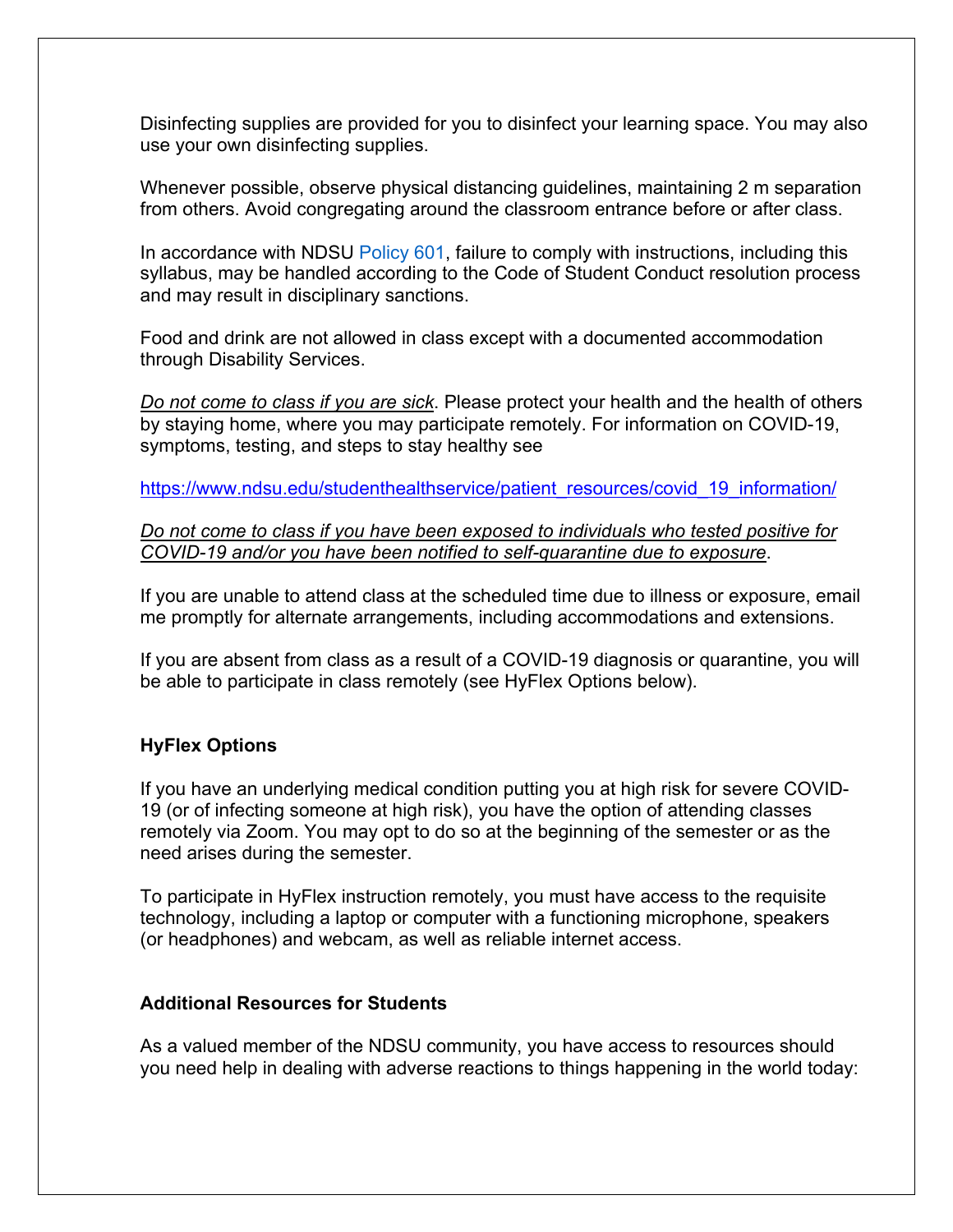Disinfecting supplies are provided for you to disinfect your learning space. You may also use your own disinfecting supplies.

Whenever possible, observe physical distancing guidelines, maintaining 2 m separation from others. Avoid congregating around the classroom entrance before or after class.

In accordance with NDSU Policy 601, failure to comply with instructions, including this syllabus, may be handled according to the Code of Student Conduct resolution process and may result in disciplinary sanctions.

Food and drink are not allowed in class except with a documented accommodation through Disability Services.

*Do not come to class if you are sick*. Please protect your health and the health of others by staying home, where you may participate remotely. For information on COVID-19, symptoms, testing, and steps to stay healthy see

https://www.ndsu.edu/studenthealthservice/patient_resources/covid_19_information/

*Do not come to class if you have been exposed to individuals who tested positive for COVID-19 and/or you have been notified to self-quarantine due to exposure*.

If you are unable to attend class at the scheduled time due to illness or exposure, email me promptly for alternate arrangements, including accommodations and extensions.

If you are absent from class as a result of a COVID-19 diagnosis or quarantine, you will be able to participate in class remotely (see HyFlex Options below).

**HyFlex Options**

If you have an underlying medical condition putting you at high risk for severe COVID-19 (or of infecting someone at high risk), you have the option of attending classes remotely via Zoom. You may opt to do so at the beginning of the semester or as the need arises during the semester.

To participate in HyFlex instruction remotely, you must have access to the requisite technology, including a laptop or computer with a functioning microphone, speakers (or headphones) and webcam, as well as reliable internet access.

**Additional Resources for Students**

As a valued member of the NDSU community, you have access to resources should you need help in dealing with adverse reactions to things happening in the world today: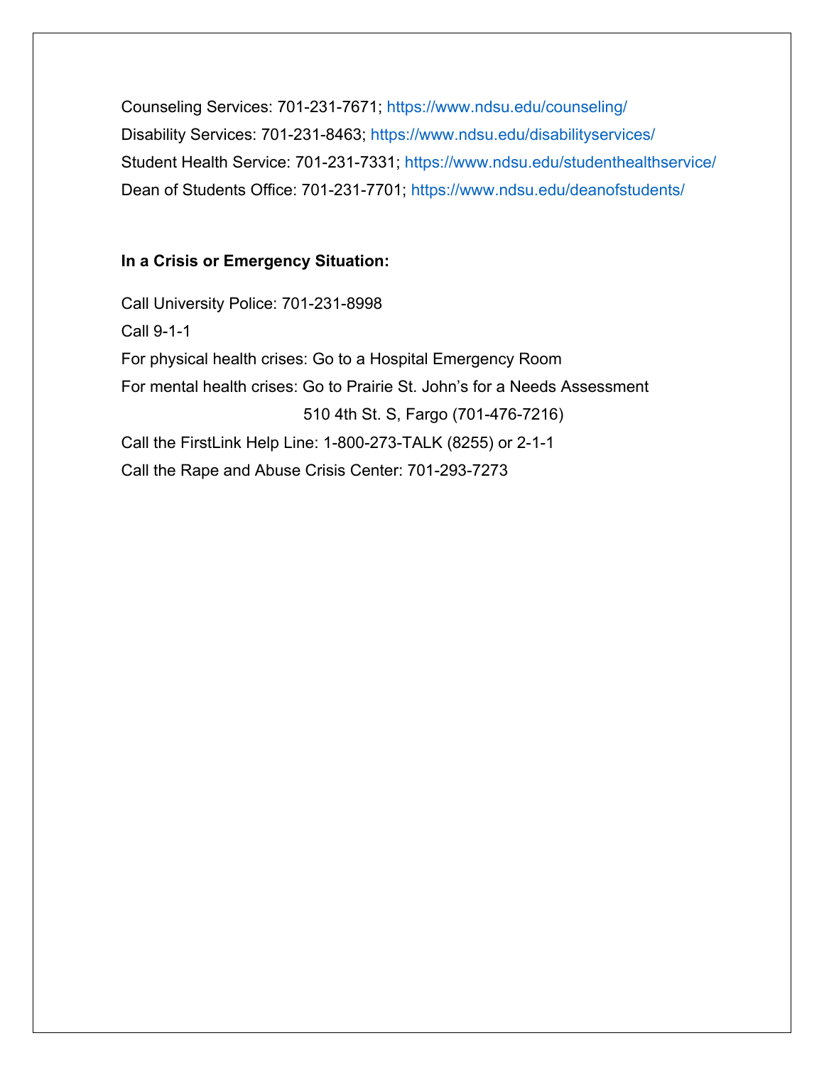Counseling Services: 701-231-7671; https://www.ndsu.edu/counseling/

Disability Services: 701-231-8463; https://www.ndsu.edu/disabilityservices/

Student Health Service: 701-231-7331; https://www.ndsu.edu/studenthealthservice/

Dean of Students Office: 701-231-7701; https://www.ndsu.edu/deanofstudents/

**In a Crisis or Emergency Situation:**

Call University Police: 701-231-8998

Call 9-1-1

For physical health crises: Go to a Hospital Emergency Room

For mental health crises: Go to Prairie St. John's for a Needs Assessment
510 4th St. S, Fargo (701-476-7216)

Call the FirstLink Help Line: 1-800-273-TALK (8255) or 2-1-1

Call the Rape and Abuse Crisis Center: 701-293-7273